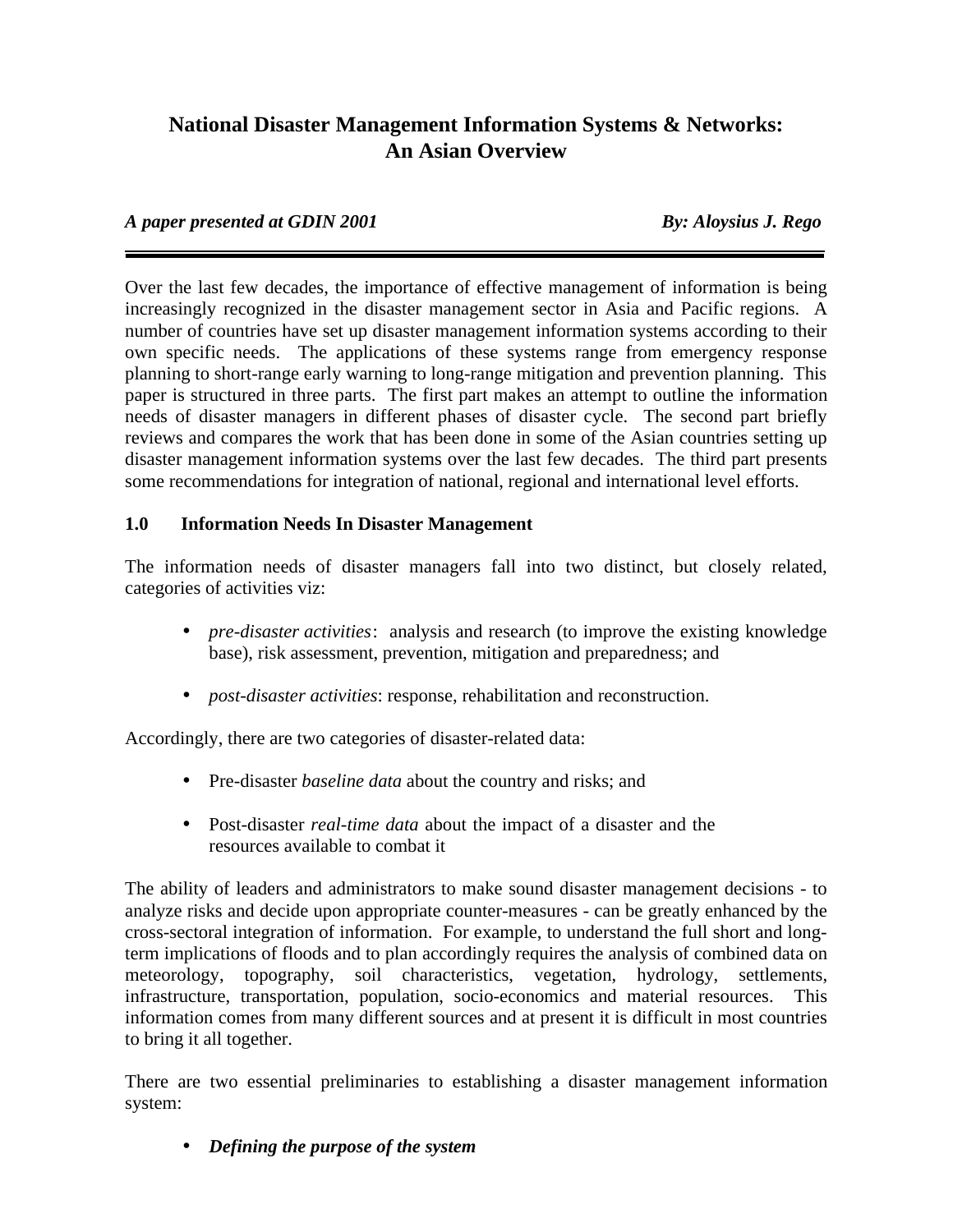# National Disaster Management Information Systems & Networks: An Asian Overview

***A paper presented at GDIN 2001*** ***By: Aloysius J. Rego***

---

Over the last few decades, the importance of effective management of information is being increasingly recognized in the disaster management sector in Asia and Pacific regions. A number of countries have set up disaster management information systems according to their own specific needs. The applications of these systems range from emergency response planning to short-range early warning to long-range mitigation and prevention planning. This paper is structured in three parts. The first part makes an attempt to outline the information needs of disaster managers in different phases of disaster cycle. The second part briefly reviews and compares the work that has been done in some of the Asian countries setting up disaster management information systems over the last few decades. The third part presents some recommendations for integration of national, regional and international level efforts.

## 1.0 Information Needs In Disaster Management

The information needs of disaster managers fall into two distinct, but closely related, categories of activities viz:

- *pre-disaster activities*: analysis and research (to improve the existing knowledge base), risk assessment, prevention, mitigation and preparedness; and
- *post-disaster activities*: response, rehabilitation and reconstruction.

Accordingly, there are two categories of disaster-related data:

- Pre-disaster *baseline data* about the country and risks; and
- Post-disaster *real-time data* about the impact of a disaster and the resources available to combat it

The ability of leaders and administrators to make sound disaster management decisions - to analyze risks and decide upon appropriate counter-measures - can be greatly enhanced by the cross-sectoral integration of information. For example, to understand the full short and long-term implications of floods and to plan accordingly requires the analysis of combined data on meteorology, topography, soil characteristics, vegetation, hydrology, settlements, infrastructure, transportation, population, socio-economics and material resources. This information comes from many different sources and at present it is difficult in most countries to bring it all together.

There are two essential preliminaries to establishing a disaster management information system:

- ***Defining the purpose of the system***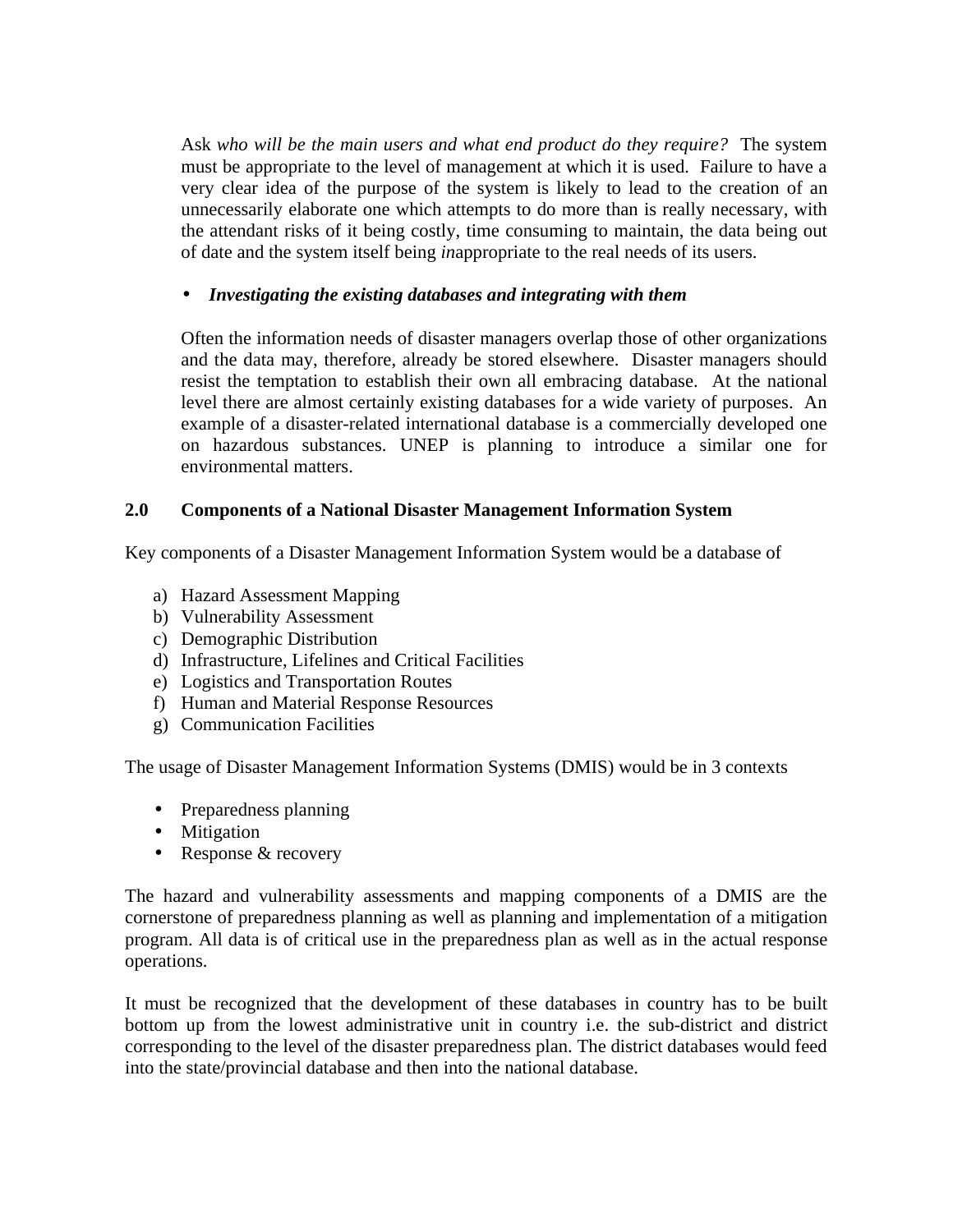Ask *who will be the main users and what end product do they require?* The system must be appropriate to the level of management at which it is used. Failure to have a very clear idea of the purpose of the system is likely to lead to the creation of an unnecessarily elaborate one which attempts to do more than is really necessary, with the attendant risks of it being costly, time consuming to maintain, the data being out of date and the system itself being *in*appropriate to the real needs of its users.

- ***Investigating the existing databases and integrating with them***

Often the information needs of disaster managers overlap those of other organizations and the data may, therefore, already be stored elsewhere. Disaster managers should resist the temptation to establish their own all embracing database. At the national level there are almost certainly existing databases for a wide variety of purposes. An example of a disaster-related international database is a commercially developed one on hazardous substances. UNEP is planning to introduce a similar one for environmental matters.

## 2.0 Components of a National Disaster Management Information System

Key components of a Disaster Management Information System would be a database of

a) Hazard Assessment Mapping
b) Vulnerability Assessment
c) Demographic Distribution
d) Infrastructure, Lifelines and Critical Facilities
e) Logistics and Transportation Routes
f) Human and Material Response Resources
g) Communication Facilities

The usage of Disaster Management Information Systems (DMIS) would be in 3 contexts

- Preparedness planning
- Mitigation
- Response & recovery

The hazard and vulnerability assessments and mapping components of a DMIS are the cornerstone of preparedness planning as well as planning and implementation of a mitigation program. All data is of critical use in the preparedness plan as well as in the actual response operations.

It must be recognized that the development of these databases in country has to be built bottom up from the lowest administrative unit in country i.e. the sub-district and district corresponding to the level of the disaster preparedness plan. The district databases would feed into the state/provincial database and then into the national database.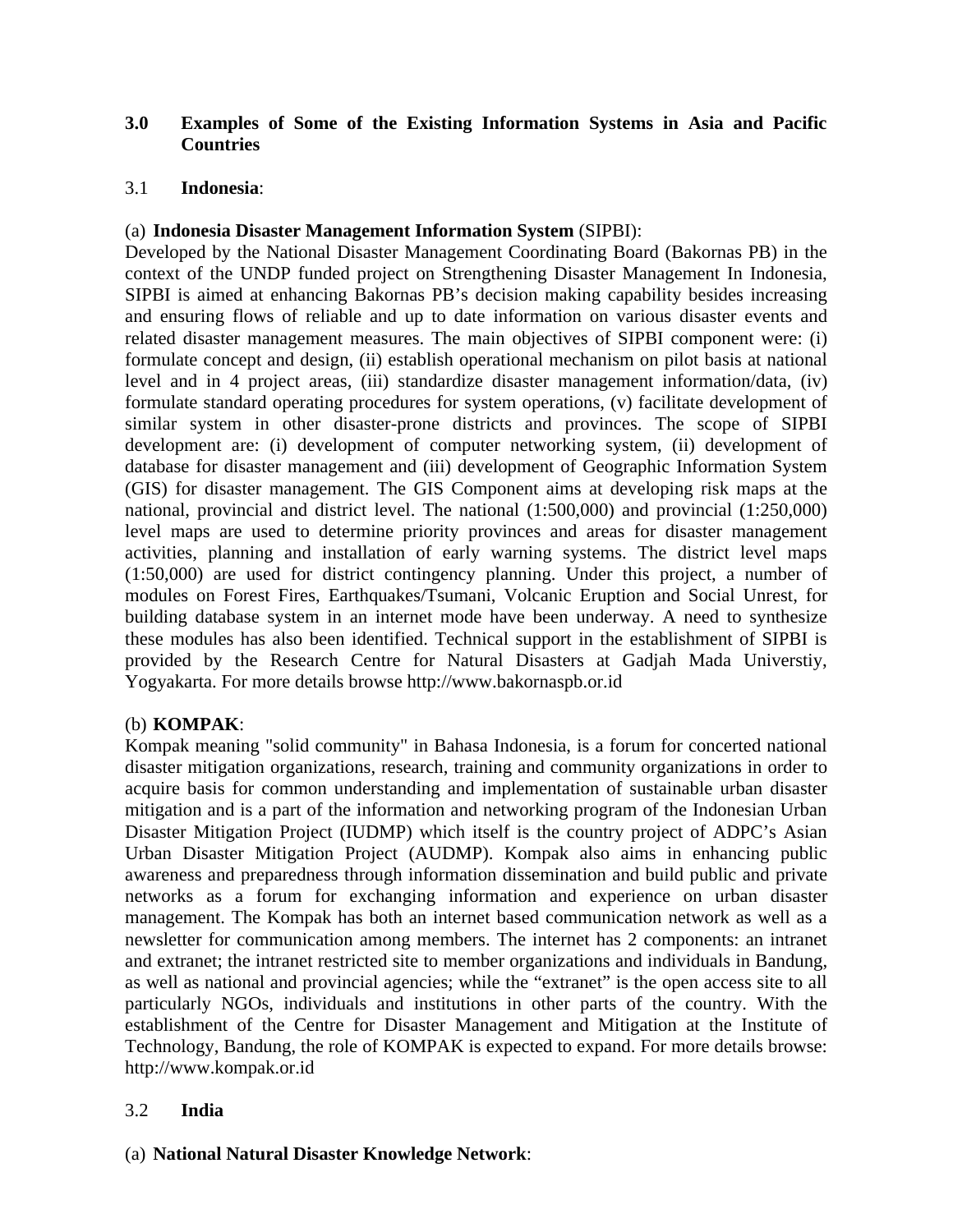## 3.0 Examples of Some of the Existing Information Systems in Asia and Pacific Countries

### 3.1 **Indonesia**:

(a) **Indonesia Disaster Management Information System** (SIPBI):
Developed by the National Disaster Management Coordinating Board (Bakornas PB) in the context of the UNDP funded project on Strengthening Disaster Management In Indonesia, SIPBI is aimed at enhancing Bakornas PB's decision making capability besides increasing and ensuring flows of reliable and up to date information on various disaster events and related disaster management measures. The main objectives of SIPBI component were: (i) formulate concept and design, (ii) establish operational mechanism on pilot basis at national level and in 4 project areas, (iii) standardize disaster management information/data, (iv) formulate standard operating procedures for system operations, (v) facilitate development of similar system in other disaster-prone districts and provinces. The scope of SIPBI development are: (i) development of computer networking system, (ii) development of database for disaster management and (iii) development of Geographic Information System (GIS) for disaster management. The GIS Component aims at developing risk maps at the national, provincial and district level. The national (1:500,000) and provincial (1:250,000) level maps are used to determine priority provinces and areas for disaster management activities, planning and installation of early warning systems. The district level maps (1:50,000) are used for district contingency planning. Under this project, a number of modules on Forest Fires, Earthquakes/Tsumani, Volcanic Eruption and Social Unrest, for building database system in an internet mode have been underway. A need to synthesize these modules has also been identified. Technical support in the establishment of SIPBI is provided by the Research Centre for Natural Disasters at Gadjah Mada Universtiy, Yogyakarta. For more details browse http://www.bakornaspb.or.id

(b) **KOMPAK**:
Kompak meaning "solid community" in Bahasa Indonesia, is a forum for concerted national disaster mitigation organizations, research, training and community organizations in order to acquire basis for common understanding and implementation of sustainable urban disaster mitigation and is a part of the information and networking program of the Indonesian Urban Disaster Mitigation Project (IUDMP) which itself is the country project of ADPC's Asian Urban Disaster Mitigation Project (AUDMP). Kompak also aims in enhancing public awareness and preparedness through information dissemination and build public and private networks as a forum for exchanging information and experience on urban disaster management. The Kompak has both an internet based communication network as well as a newsletter for communication among members. The internet has 2 components: an intranet and extranet; the intranet restricted site to member organizations and individuals in Bandung, as well as national and provincial agencies; while the "extranet" is the open access site to all particularly NGOs, individuals and institutions in other parts of the country. With the establishment of the Centre for Disaster Management and Mitigation at the Institute of Technology, Bandung, the role of KOMPAK is expected to expand. For more details browse: http://www.kompak.or.id

### 3.2 **India**

(a) **National Natural Disaster Knowledge Network**: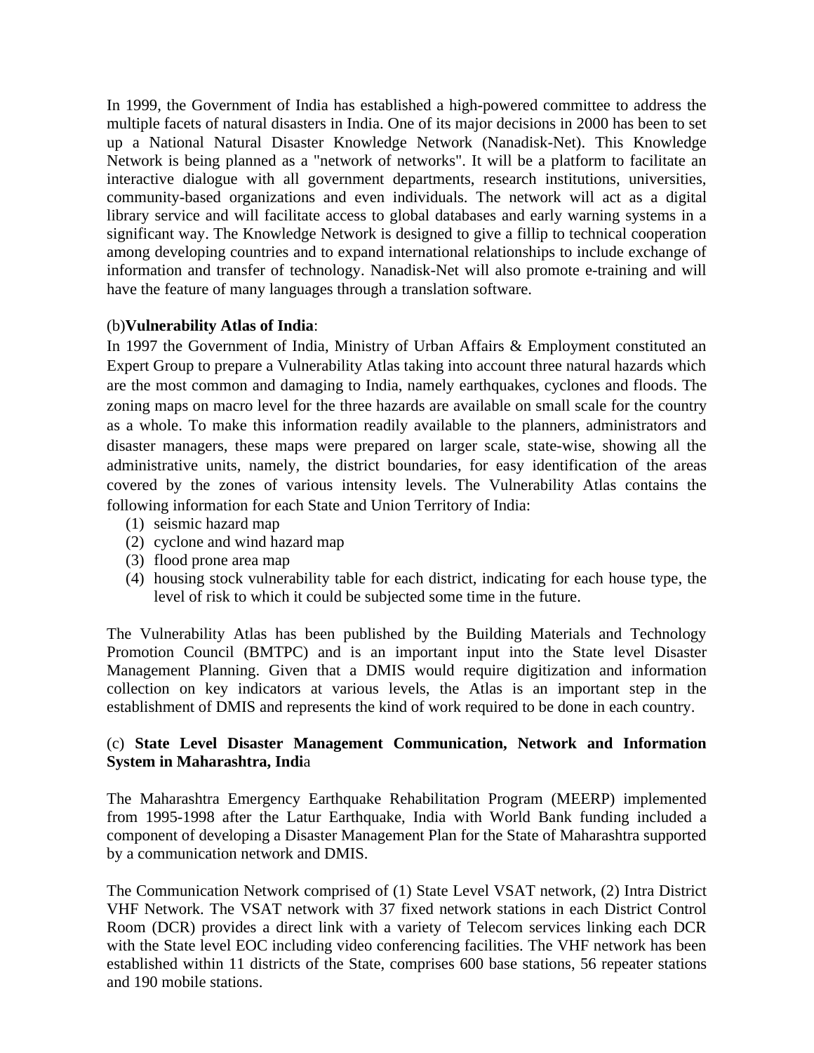In 1999, the Government of India has established a high-powered committee to address the multiple facets of natural disasters in India. One of its major decisions in 2000 has been to set up a National Natural Disaster Knowledge Network (Nanadisk-Net). This Knowledge Network is being planned as a "network of networks". It will be a platform to facilitate an interactive dialogue with all government departments, research institutions, universities, community-based organizations and even individuals. The network will act as a digital library service and will facilitate access to global databases and early warning systems in a significant way. The Knowledge Network is designed to give a fillip to technical cooperation among developing countries and to expand international relationships to include exchange of information and transfer of technology. Nanadisk-Net will also promote e-training and will have the feature of many languages through a translation software.

(b)**Vulnerability Atlas of India**:

In 1997 the Government of India, Ministry of Urban Affairs & Employment constituted an Expert Group to prepare a Vulnerability Atlas taking into account three natural hazards which are the most common and damaging to India, namely earthquakes, cyclones and floods. The zoning maps on macro level for the three hazards are available on small scale for the country as a whole. To make this information readily available to the planners, administrators and disaster managers, these maps were prepared on larger scale, state-wise, showing all the administrative units, namely, the district boundaries, for easy identification of the areas covered by the zones of various intensity levels. The Vulnerability Atlas contains the following information for each State and Union Territory of India:

1. seismic hazard map
2. cyclone and wind hazard map
3. flood prone area map
4. housing stock vulnerability table for each district, indicating for each house type, the level of risk to which it could be subjected some time in the future.

The Vulnerability Atlas has been published by the Building Materials and Technology Promotion Council (BMTPC) and is an important input into the State level Disaster Management Planning. Given that a DMIS would require digitization and information collection on key indicators at various levels, the Atlas is an important step in the establishment of DMIS and represents the kind of work required to be done in each country.

(c) **State Level Disaster Management Communication, Network and Information System in Maharashtra, India**

The Maharashtra Emergency Earthquake Rehabilitation Program (MEERP) implemented from 1995-1998 after the Latur Earthquake, India with World Bank funding included a component of developing a Disaster Management Plan for the State of Maharashtra supported by a communication network and DMIS.

The Communication Network comprised of (1) State Level VSAT network, (2) Intra District VHF Network. The VSAT network with 37 fixed network stations in each District Control Room (DCR) provides a direct link with a variety of Telecom services linking each DCR with the State level EOC including video conferencing facilities. The VHF network has been established within 11 districts of the State, comprises 600 base stations, 56 repeater stations and 190 mobile stations.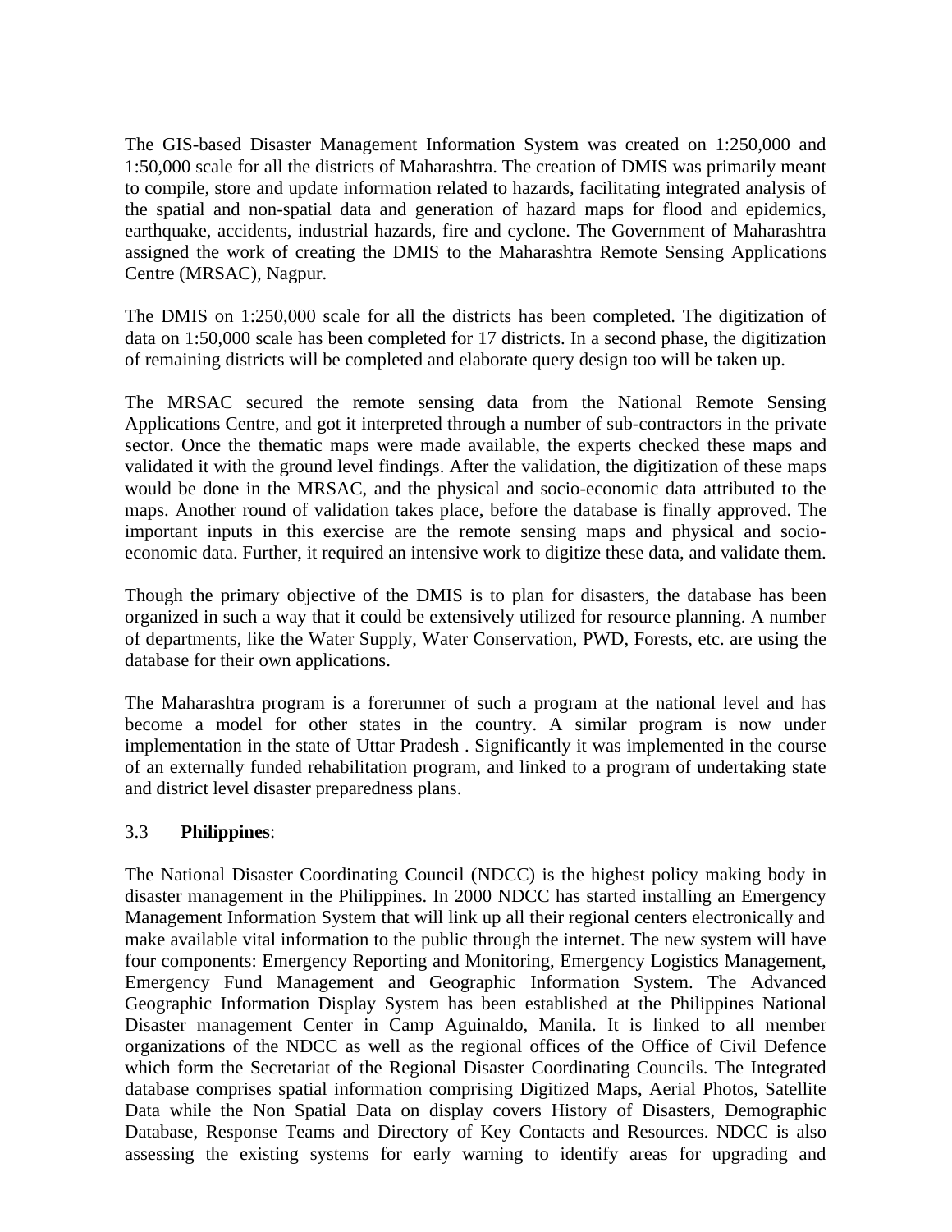The GIS-based Disaster Management Information System was created on 1:250,000 and 1:50,000 scale for all the districts of Maharashtra. The creation of DMIS was primarily meant to compile, store and update information related to hazards, facilitating integrated analysis of the spatial and non-spatial data and generation of hazard maps for flood and epidemics, earthquake, accidents, industrial hazards, fire and cyclone. The Government of Maharashtra assigned the work of creating the DMIS to the Maharashtra Remote Sensing Applications Centre (MRSAC), Nagpur.

The DMIS on 1:250,000 scale for all the districts has been completed. The digitization of data on 1:50,000 scale has been completed for 17 districts. In a second phase, the digitization of remaining districts will be completed and elaborate query design too will be taken up.

The MRSAC secured the remote sensing data from the National Remote Sensing Applications Centre, and got it interpreted through a number of sub-contractors in the private sector. Once the thematic maps were made available, the experts checked these maps and validated it with the ground level findings. After the validation, the digitization of these maps would be done in the MRSAC, and the physical and socio-economic data attributed to the maps. Another round of validation takes place, before the database is finally approved. The important inputs in this exercise are the remote sensing maps and physical and socio-economic data. Further, it required an intensive work to digitize these data, and validate them.

Though the primary objective of the DMIS is to plan for disasters, the database has been organized in such a way that it could be extensively utilized for resource planning. A number of departments, like the Water Supply, Water Conservation, PWD, Forests, etc. are using the database for their own applications.

The Maharashtra program is a forerunner of such a program at the national level and has become a model for other states in the country. A similar program is now under implementation in the state of Uttar Pradesh . Significantly it was implemented in the course of an externally funded rehabilitation program, and linked to a program of undertaking state and district level disaster preparedness plans.

### 3.3 **Philippines**:

The National Disaster Coordinating Council (NDCC) is the highest policy making body in disaster management in the Philippines. In 2000 NDCC has started installing an Emergency Management Information System that will link up all their regional centers electronically and make available vital information to the public through the internet. The new system will have four components: Emergency Reporting and Monitoring, Emergency Logistics Management, Emergency Fund Management and Geographic Information System. The Advanced Geographic Information Display System has been established at the Philippines National Disaster management Center in Camp Aguinaldo, Manila. It is linked to all member organizations of the NDCC as well as the regional offices of the Office of Civil Defence which form the Secretariat of the Regional Disaster Coordinating Councils. The Integrated database comprises spatial information comprising Digitized Maps, Aerial Photos, Satellite Data while the Non Spatial Data on display covers History of Disasters, Demographic Database, Response Teams and Directory of Key Contacts and Resources. NDCC is also assessing the existing systems for early warning to identify areas for upgrading and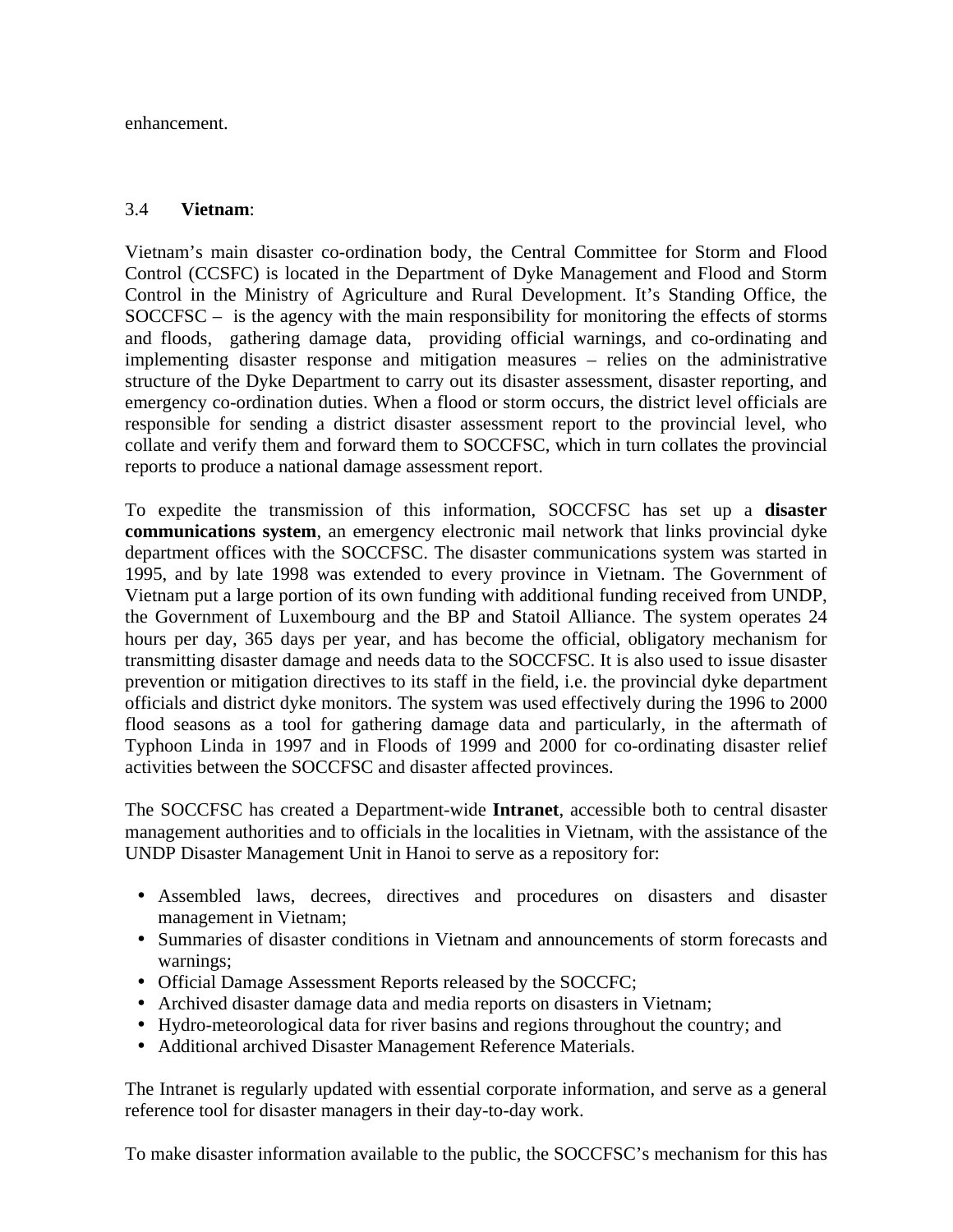enhancement.

### 3.4 **Vietnam**:

Vietnam's main disaster co-ordination body, the Central Committee for Storm and Flood Control (CCSFC) is located in the Department of Dyke Management and Flood and Storm Control in the Ministry of Agriculture and Rural Development. It's Standing Office, the SOCCFSC – is the agency with the main responsibility for monitoring the effects of storms and floods, gathering damage data, providing official warnings, and co-ordinating and implementing disaster response and mitigation measures – relies on the administrative structure of the Dyke Department to carry out its disaster assessment, disaster reporting, and emergency co-ordination duties. When a flood or storm occurs, the district level officials are responsible for sending a district disaster assessment report to the provincial level, who collate and verify them and forward them to SOCCFSC, which in turn collates the provincial reports to produce a national damage assessment report.

To expedite the transmission of this information, SOCCFSC has set up a **disaster communications system**, an emergency electronic mail network that links provincial dyke department offices with the SOCCFSC. The disaster communications system was started in 1995, and by late 1998 was extended to every province in Vietnam. The Government of Vietnam put a large portion of its own funding with additional funding received from UNDP, the Government of Luxembourg and the BP and Statoil Alliance. The system operates 24 hours per day, 365 days per year, and has become the official, obligatory mechanism for transmitting disaster damage and needs data to the SOCCFSC. It is also used to issue disaster prevention or mitigation directives to its staff in the field, i.e. the provincial dyke department officials and district dyke monitors. The system was used effectively during the 1996 to 2000 flood seasons as a tool for gathering damage data and particularly, in the aftermath of Typhoon Linda in 1997 and in Floods of 1999 and 2000 for co-ordinating disaster relief activities between the SOCCFSC and disaster affected provinces.

The SOCCFSC has created a Department-wide **Intranet**, accessible both to central disaster management authorities and to officials in the localities in Vietnam, with the assistance of the UNDP Disaster Management Unit in Hanoi to serve as a repository for:

- Assembled laws, decrees, directives and procedures on disasters and disaster management in Vietnam;
- Summaries of disaster conditions in Vietnam and announcements of storm forecasts and warnings;
- Official Damage Assessment Reports released by the SOCCFC;
- Archived disaster damage data and media reports on disasters in Vietnam;
- Hydro-meteorological data for river basins and regions throughout the country; and
- Additional archived Disaster Management Reference Materials.

The Intranet is regularly updated with essential corporate information, and serve as a general reference tool for disaster managers in their day-to-day work.

To make disaster information available to the public, the SOCCFSC's mechanism for this has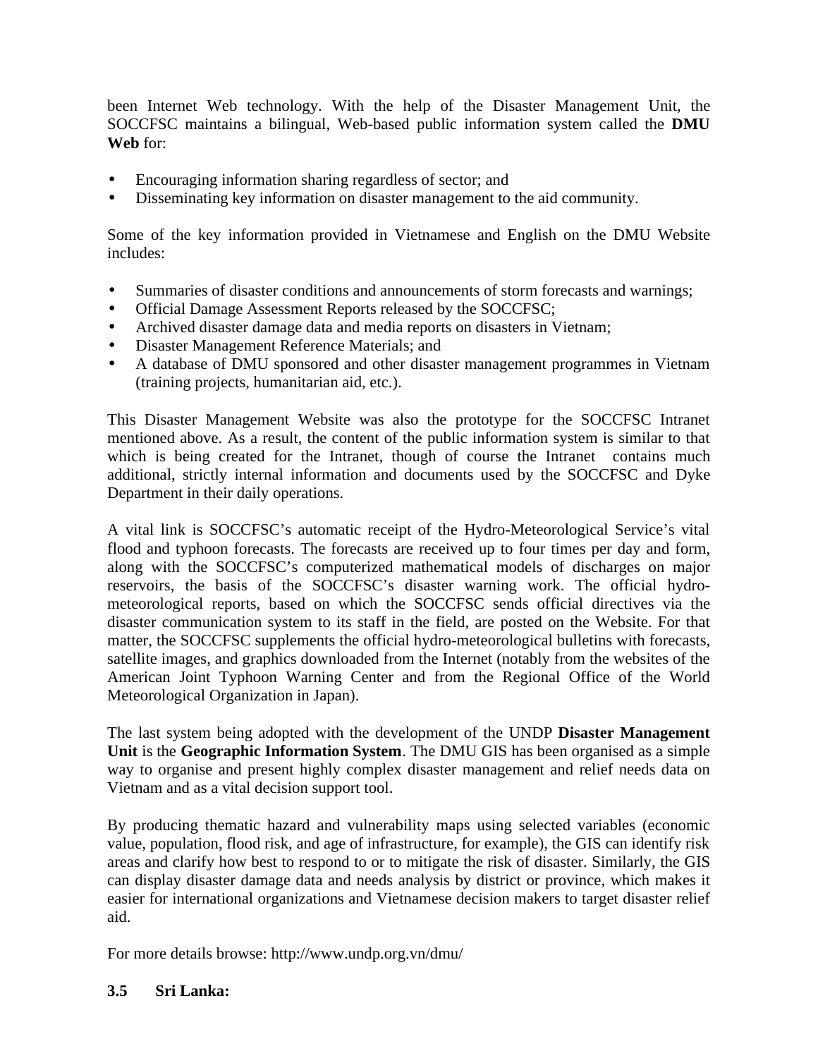been Internet Web technology. With the help of the Disaster Management Unit, the SOCCFSC maintains a bilingual, Web-based public information system called the **DMU Web** for:

- Encouraging information sharing regardless of sector; and
- Disseminating key information on disaster management to the aid community.

Some of the key information provided in Vietnamese and English on the DMU Website includes:

- Summaries of disaster conditions and announcements of storm forecasts and warnings;
- Official Damage Assessment Reports released by the SOCCFSC;
- Archived disaster damage data and media reports on disasters in Vietnam;
- Disaster Management Reference Materials; and
- A database of DMU sponsored and other disaster management programmes in Vietnam (training projects, humanitarian aid, etc.).

This Disaster Management Website was also the prototype for the SOCCFSC Intranet mentioned above. As a result, the content of the public information system is similar to that which is being created for the Intranet, though of course the Intranet contains much additional, strictly internal information and documents used by the SOCCFSC and Dyke Department in their daily operations.

A vital link is SOCCFSC's automatic receipt of the Hydro-Meteorological Service's vital flood and typhoon forecasts. The forecasts are received up to four times per day and form, along with the SOCCFSC's computerized mathematical models of discharges on major reservoirs, the basis of the SOCCFSC's disaster warning work. The official hydro-meteorological reports, based on which the SOCCFSC sends official directives via the disaster communication system to its staff in the field, are posted on the Website. For that matter, the SOCCFSC supplements the official hydro-meteorological bulletins with forecasts, satellite images, and graphics downloaded from the Internet (notably from the websites of the American Joint Typhoon Warning Center and from the Regional Office of the World Meteorological Organization in Japan).

The last system being adopted with the development of the UNDP **Disaster Management Unit** is the **Geographic Information System**. The DMU GIS has been organised as a simple way to organise and present highly complex disaster management and relief needs data on Vietnam and as a vital decision support tool.

By producing thematic hazard and vulnerability maps using selected variables (economic value, population, flood risk, and age of infrastructure, for example), the GIS can identify risk areas and clarify how best to respond to or to mitigate the risk of disaster. Similarly, the GIS can display disaster damage data and needs analysis by district or province, which makes it easier for international organizations and Vietnamese decision makers to target disaster relief aid.

For more details browse: http://www.undp.org.vn/dmu/

### 3.5 Sri Lanka: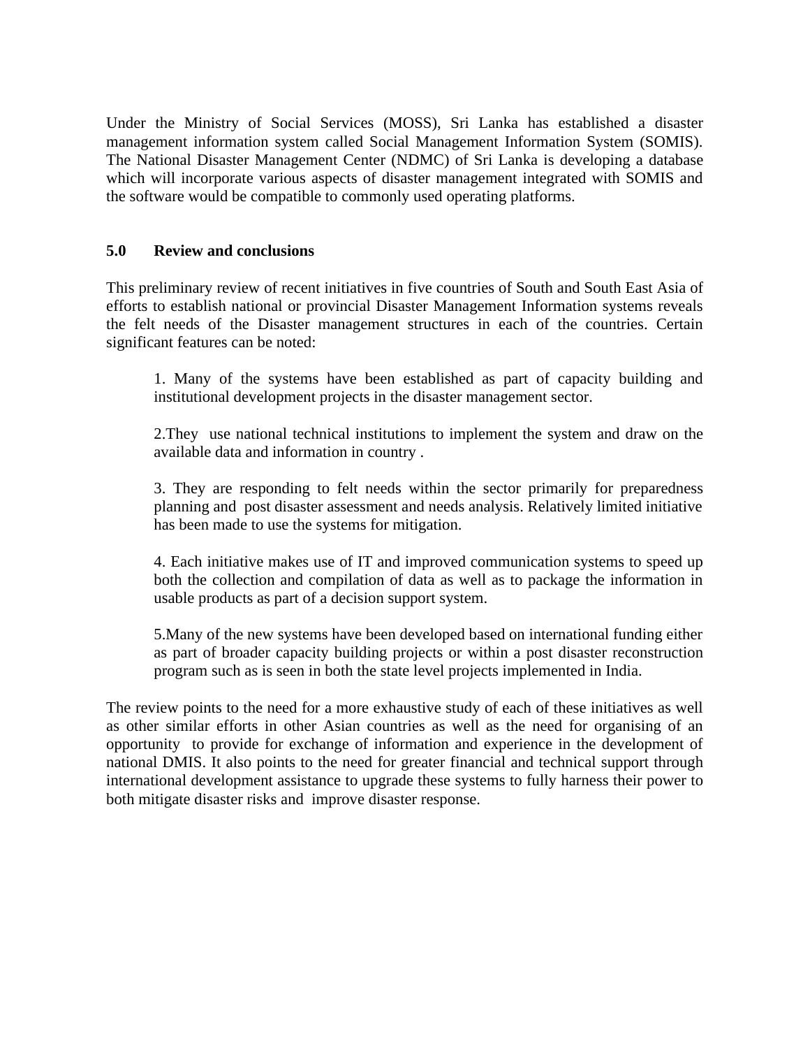Under the Ministry of Social Services (MOSS), Sri Lanka has established a disaster management information system called Social Management Information System (SOMIS). The National Disaster Management Center (NDMC) of Sri Lanka is developing a database which will incorporate various aspects of disaster management integrated with SOMIS and the software would be compatible to commonly used operating platforms.

## 5.0 Review and conclusions

This preliminary review of recent initiatives in five countries of South and South East Asia of efforts to establish national or provincial Disaster Management Information systems reveals the felt needs of the Disaster management structures in each of the countries. Certain significant features can be noted:

1. Many of the systems have been established as part of capacity building and institutional development projects in the disaster management sector.

2. They use national technical institutions to implement the system and draw on the available data and information in country .

3. They are responding to felt needs within the sector primarily for preparedness planning and post disaster assessment and needs analysis. Relatively limited initiative has been made to use the systems for mitigation.

4. Each initiative makes use of IT and improved communication systems to speed up both the collection and compilation of data as well as to package the information in usable products as part of a decision support system.

5. Many of the new systems have been developed based on international funding either as part of broader capacity building projects or within a post disaster reconstruction program such as is seen in both the state level projects implemented in India.

The review points to the need for a more exhaustive study of each of these initiatives as well as other similar efforts in other Asian countries as well as the need for organising of an opportunity to provide for exchange of information and experience in the development of national DMIS. It also points to the need for greater financial and technical support through international development assistance to upgrade these systems to fully harness their power to both mitigate disaster risks and improve disaster response.